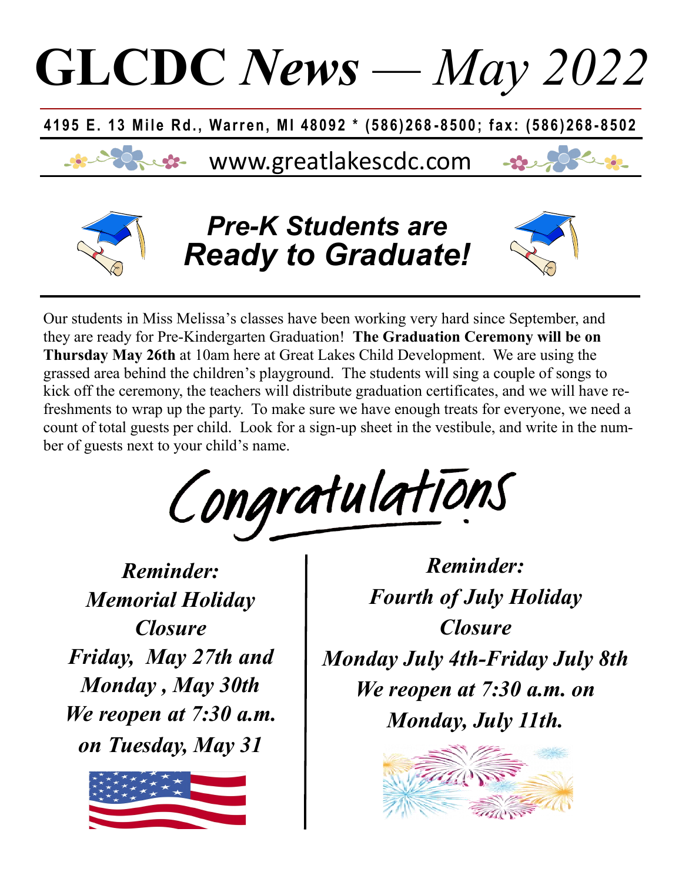# GLCDC *News — May 2022*

**4195 E. 13 Mile Rd., Warren, MI 48092 * (586)268-8500; fax: (586)268-8502**

www.greatlakescdc.com

## *Pre-K Students are Ready to Graduate!*

Our students in Miss Melissa's classes have been working very hard since September, and they are ready for Pre-Kindergarten Graduation! **The Graduation Ceremony will be on Thursday May 26th** at 10am here at Great Lakes Child Development. We are using the grassed area behind the children's playground. The students will sing a couple of songs to kick off the ceremony, the teachers will distribute graduation certificates, and we will have refreshments to wrap up the party. To make sure we have enough treats for everyone, we need a count of total guests per child. Look for a sign-up sheet in the vestibule, and write in the number of guests next to your child's name.

Congratulations!

***Reminder:***
***Memorial Holiday Closure***
***Friday, May 27th and Monday , May 30th***
***We reopen at 7:30 a.m. on Tuesday, May 31***

***Reminder:***
***Fourth of July Holiday Closure***
***Monday July 4th-Friday July 8th***
***We reopen at 7:30 a.m. on Monday, July 11th.***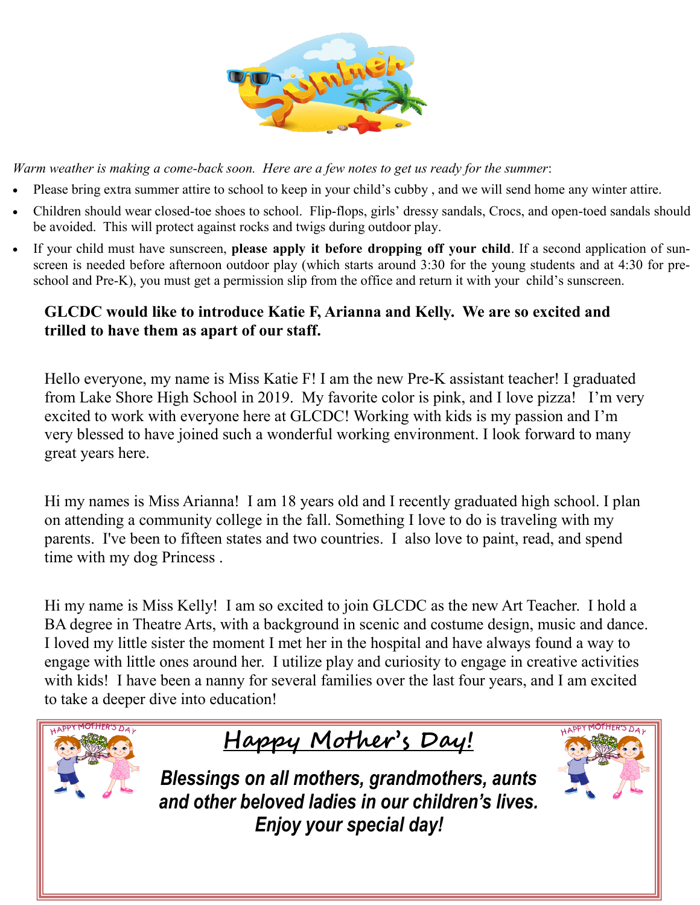*Warm weather is making a come-back soon. Here are a few notes to get us ready for the summer*:

- Please bring extra summer attire to school to keep in your child's cubby , and we will send home any winter attire.
- Children should wear closed-toe shoes to school. Flip-flops, girls' dressy sandals, Crocs, and open-toed sandals should be avoided. This will protect against rocks and twigs during outdoor play.
- If your child must have sunscreen, **please apply it before dropping off your child**. If a second application of sunscreen is needed before afternoon outdoor play (which starts around 3:30 for the young students and at 4:30 for preschool and Pre-K), you must get a permission slip from the office and return it with your child's sunscreen.

**GLCDC would like to introduce Katie F, Arianna and Kelly. We are so excited and trilled to have them as apart of our staff.**

Hello everyone, my name is Miss Katie F! I am the new Pre-K assistant teacher! I graduated from Lake Shore High School in 2019. My favorite color is pink, and I love pizza! I'm very excited to work with everyone here at GLCDC! Working with kids is my passion and I'm very blessed to have joined such a wonderful working environment. I look forward to many great years here.

Hi my names is Miss Arianna! I am 18 years old and I recently graduated high school. I plan on attending a community college in the fall. Something I love to do is traveling with my parents. I've been to fifteen states and two countries. I also love to paint, read, and spend time with my dog Princess .

Hi my name is Miss Kelly! I am so excited to join GLCDC as the new Art Teacher. I hold a BA degree in Theatre Arts, with a background in scenic and costume design, music and dance. I loved my little sister the moment I met her in the hospital and have always found a way to engage with little ones around her. I utilize play and curiosity to engage in creative activities with kids! I have been a nanny for several families over the last four years, and I am excited to take a deeper dive into education!

## Happy Mother's Day!

***Blessings on all mothers, grandmothers, aunts and other beloved ladies in our children's lives. Enjoy your special day!***